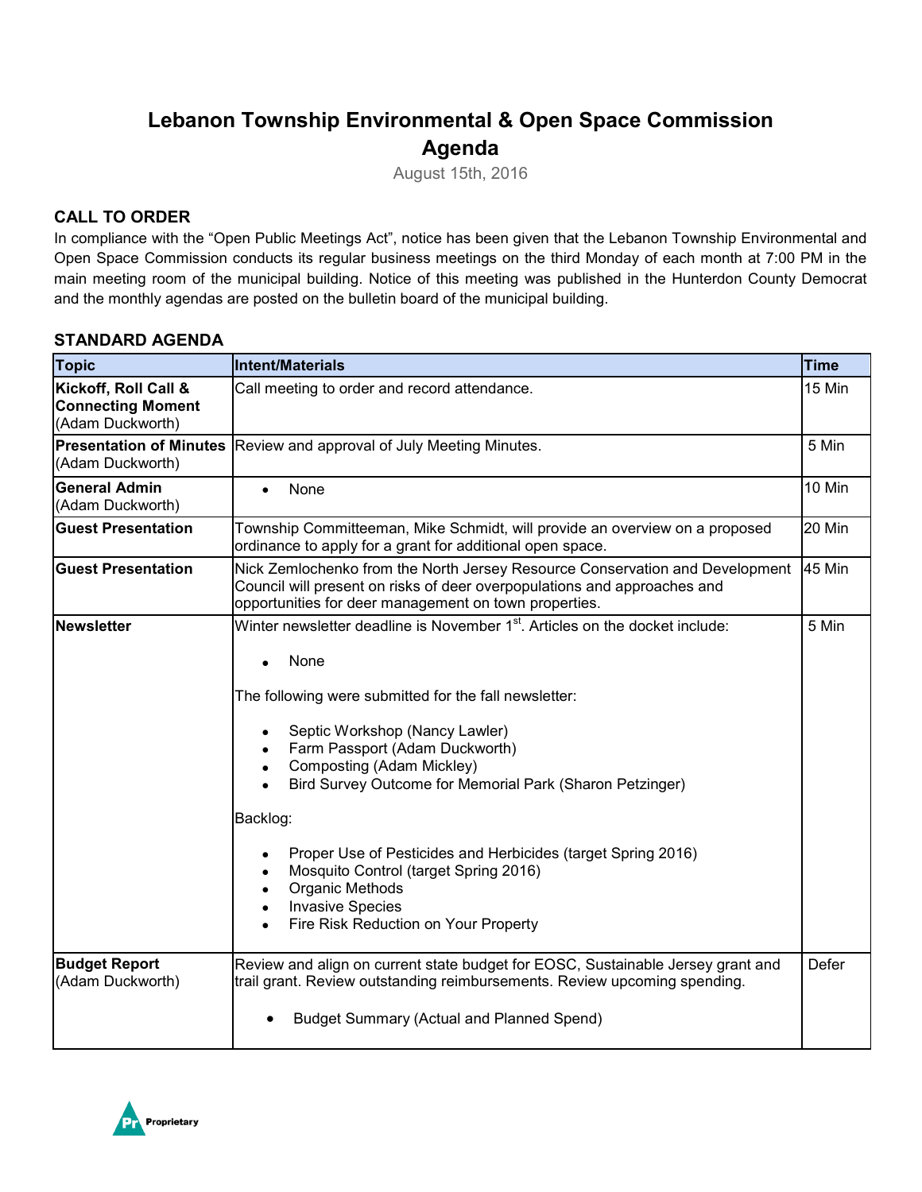# Lebanon Township Environmental & Open Space Commission Agenda

August 15th, 2016

## CALL TO ORDER

In compliance with the "Open Public Meetings Act", notice has been given that the Lebanon Township Environmental and Open Space Commission conducts its regular business meetings on the third Monday of each month at 7:00 PM in the main meeting room of the municipal building. Notice of this meeting was published in the Hunterdon County Democrat and the monthly agendas are posted on the bulletin board of the municipal building.

## STANDARD AGENDA

| Topic | Intent/Materials | Time |
| --- | --- | --- |
| **Kickoff, Roll Call & Connecting Moment** (Adam Duckworth) | Call meeting to order and record attendance. | 15 Min |
| **Presentation of Minutes** (Adam Duckworth) | Review and approval of July Meeting Minutes. | 5 Min |
| **General Admin** (Adam Duckworth) | • None | 10 Min |
| **Guest Presentation** | Township Committeeman, Mike Schmidt, will provide an overview on a proposed ordinance to apply for a grant for additional open space. | 20 Min |
| **Guest Presentation** | Nick Zemlochenko from the North Jersey Resource Conservation and Development Council will present on risks of deer overpopulations and approaches and opportunities for deer management on town properties. | 45 Min |
| **Newsletter** | Winter newsletter deadline is November 1st. Articles on the docket include:<br>• None<br><br>The following were submitted for the fall newsletter:<br>• Septic Workshop (Nancy Lawler)<br>• Farm Passport (Adam Duckworth)<br>• Composting (Adam Mickley)<br>• Bird Survey Outcome for Memorial Park (Sharon Petzinger)<br><br>Backlog:<br>• Proper Use of Pesticides and Herbicides (target Spring 2016)<br>• Mosquito Control (target Spring 2016)<br>• Organic Methods<br>• Invasive Species<br>• Fire Risk Reduction on Your Property | 5 Min |
| **Budget Report** (Adam Duckworth) | Review and align on current state budget for EOSC, Sustainable Jersey grant and trail grant. Review outstanding reimbursements. Review upcoming spending.<br>• Budget Summary (Actual and Planned Spend) | Defer |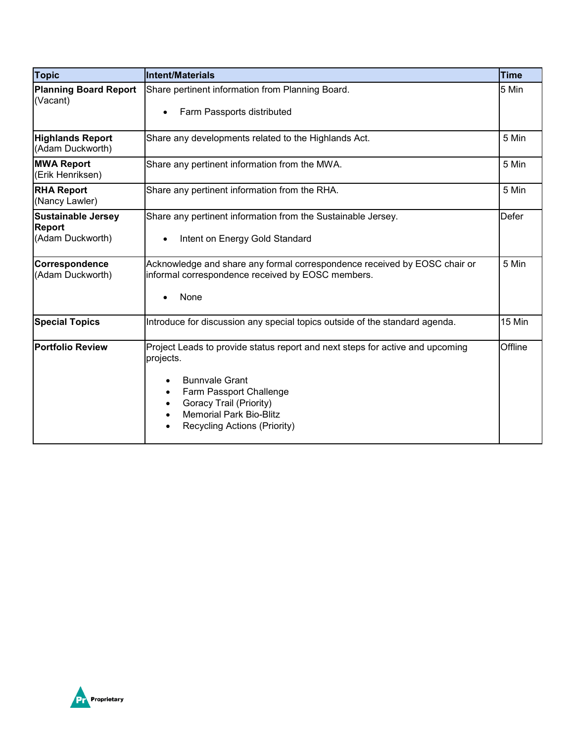| Topic | Intent/Materials | Time |
|---|---|---|
| **Planning Board Report** (Vacant) | Share pertinent information from Planning Board.<br>• Farm Passports distributed | 5 Min |
| **Highlands Report** (Adam Duckworth) | Share any developments related to the Highlands Act. | 5 Min |
| **MWA Report** (Erik Henriksen) | Share any pertinent information from the MWA. | 5 Min |
| **RHA Report** (Nancy Lawler) | Share any pertinent information from the RHA. | 5 Min |
| **Sustainable Jersey Report** (Adam Duckworth) | Share any pertinent information from the Sustainable Jersey.<br>• Intent on Energy Gold Standard | Defer |
| **Correspondence** (Adam Duckworth) | Acknowledge and share any formal correspondence received by EOSC chair or informal correspondence received by EOSC members.<br>• None | 5 Min |
| **Special Topics** | Introduce for discussion any special topics outside of the standard agenda. | 15 Min |
| **Portfolio Review** | Project Leads to provide status report and next steps for active and upcoming projects.<br>• Bunnvale Grant<br>• Farm Passport Challenge<br>• Goracy Trail (Priority)<br>• Memorial Park Bio-Blitz<br>• Recycling Actions (Priority) | Offline |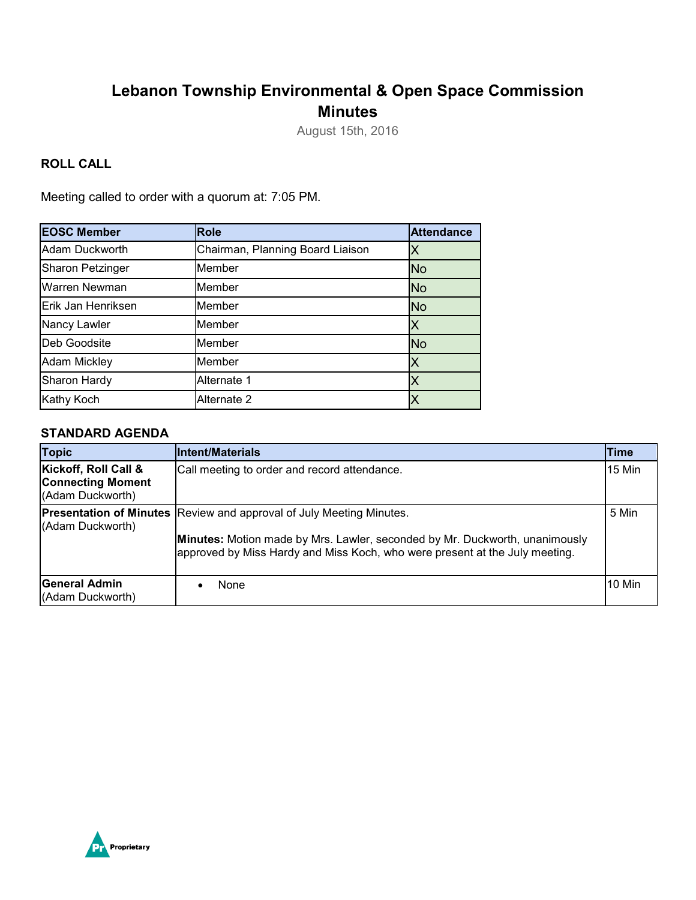# Lebanon Township Environmental & Open Space Commission Minutes

August 15th, 2016

### ROLL CALL

Meeting called to order with a quorum at: 7:05 PM.

| EOSC Member | Role | Attendance |
|---|---|---|
| Adam Duckworth | Chairman, Planning Board Liaison | X |
| Sharon Petzinger | Member | No |
| Warren Newman | Member | No |
| Erik Jan Henriksen | Member | No |
| Nancy Lawler | Member | X |
| Deb Goodsite | Member | No |
| Adam Mickley | Member | X |
| Sharon Hardy | Alternate 1 | X |
| Kathy Koch | Alternate 2 | X |

### STANDARD AGENDA

| Topic | Intent/Materials | Time |
|---|---|---|
| **Kickoff, Roll Call & Connecting Moment** (Adam Duckworth) | Call meeting to order and record attendance. | 15 Min |
| **Presentation of Minutes** (Adam Duckworth) | Review and approval of July Meeting Minutes. **Minutes:** Motion made by Mrs. Lawler, seconded by Mr. Duckworth, unanimously approved by Miss Hardy and Miss Koch, who were present at the July meeting. | 5 Min |
| **General Admin** (Adam Duckworth) | • None | 10 Min |

Proprietary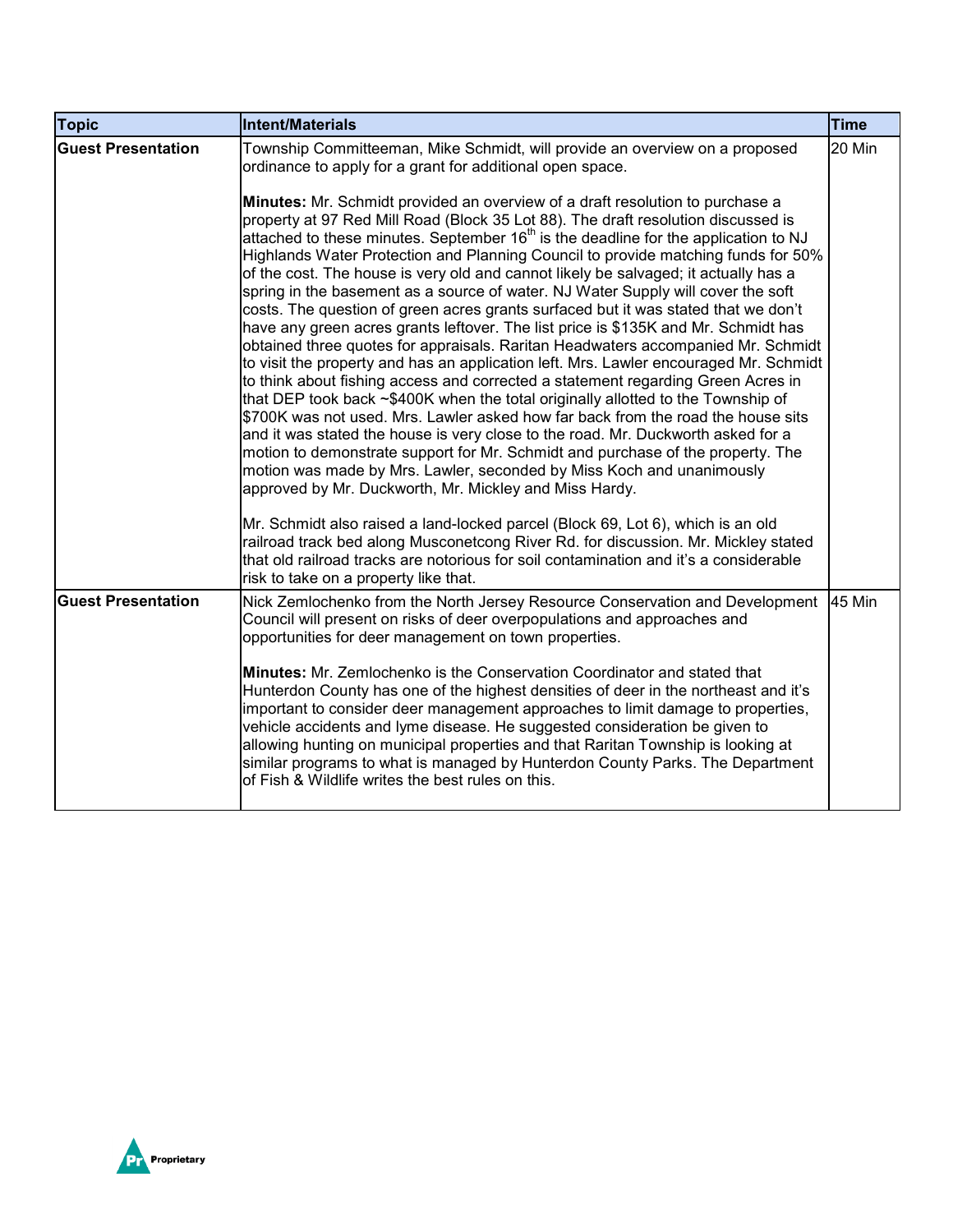| Topic | Intent/Materials | Time |
|---|---|---|
| **Guest Presentation** | Township Committeeman, Mike Schmidt, will provide an overview on a proposed ordinance to apply for a grant for additional open space.<br><br>**Minutes:** Mr. Schmidt provided an overview of a draft resolution to purchase a property at 97 Red Mill Road (Block 35 Lot 88). The draft resolution discussed is attached to these minutes. September 16th is the deadline for the application to NJ Highlands Water Protection and Planning Council to provide matching funds for 50% of the cost. The house is very old and cannot likely be salvaged; it actually has a spring in the basement as a source of water. NJ Water Supply will cover the soft costs. The question of green acres grants surfaced but it was stated that we don't have any green acres grants leftover. The list price is \$135K and Mr. Schmidt has obtained three quotes for appraisals. Raritan Headwaters accompanied Mr. Schmidt to visit the property and has an application left. Mrs. Lawler encouraged Mr. Schmidt to think about fishing access and corrected a statement regarding Green Acres in that DEP took back ~\$400K when the total originally allotted to the Township of \$700K was not used. Mrs. Lawler asked how far back from the road the house sits and it was stated the house is very close to the road. Mr. Duckworth asked for a motion to demonstrate support for Mr. Schmidt and purchase of the property. The motion was made by Mrs. Lawler, seconded by Miss Koch and unanimously approved by Mr. Duckworth, Mr. Mickley and Miss Hardy.<br><br>Mr. Schmidt also raised a land-locked parcel (Block 69, Lot 6), which is an old railroad track bed along Musconetcong River Rd. for discussion. Mr. Mickley stated that old railroad tracks are notorious for soil contamination and it's a considerable risk to take on a property like that. | 20 Min |
| **Guest Presentation** | Nick Zemlochenko from the North Jersey Resource Conservation and Development Council will present on risks of deer overpopulations and approaches and opportunities for deer management on town properties.<br><br>**Minutes:** Mr. Zemlochenko is the Conservation Coordinator and stated that Hunterdon County has one of the highest densities of deer in the northeast and it's important to consider deer management approaches to limit damage to properties, vehicle accidents and lyme disease. He suggested consideration be given to allowing hunting on municipal properties and that Raritan Township is looking at similar programs to what is managed by Hunterdon County Parks. The Department of Fish & Wildlife writes the best rules on this. | 45 Min |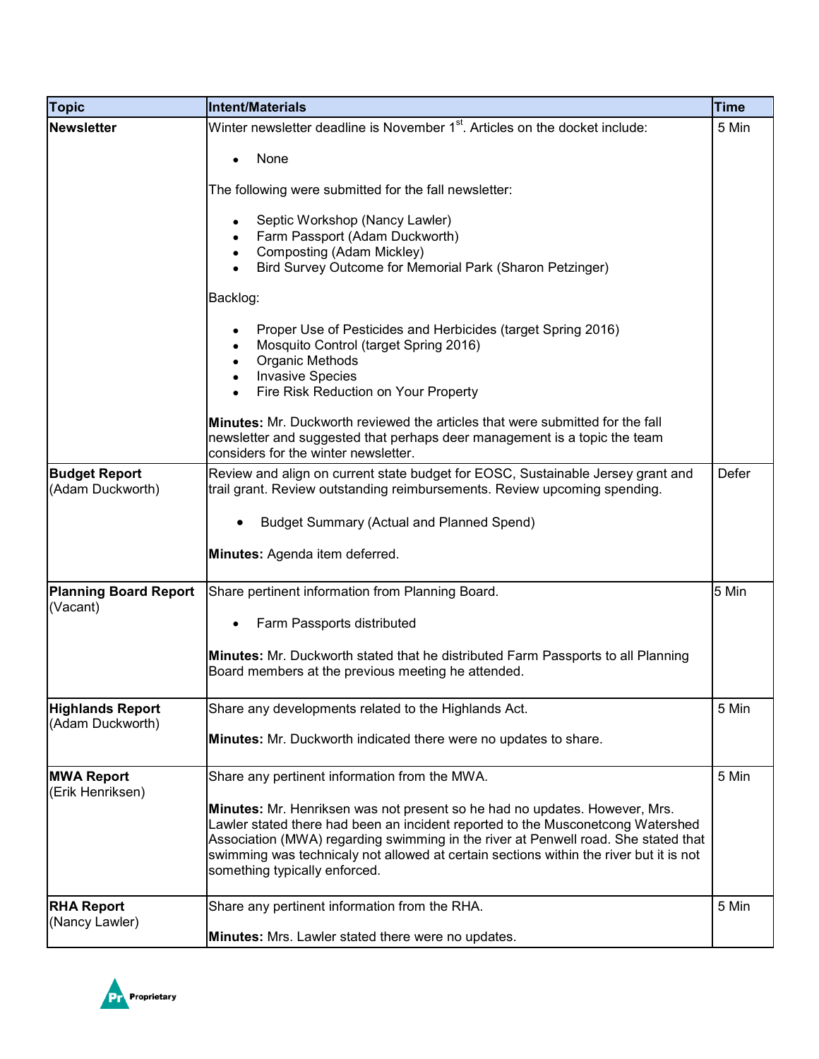| Topic | Intent/Materials | Time |
|---|---|---|
| **Newsletter** | Winter newsletter deadline is November 1st. Articles on the docket include:<br><br>• None<br><br>The following were submitted for the fall newsletter:<br><br>• Septic Workshop (Nancy Lawler)<br>• Farm Passport (Adam Duckworth)<br>• Composting (Adam Mickley)<br>• Bird Survey Outcome for Memorial Park (Sharon Petzinger)<br><br>Backlog:<br><br>• Proper Use of Pesticides and Herbicides (target Spring 2016)<br>• Mosquito Control (target Spring 2016)<br>• Organic Methods<br>• Invasive Species<br>• Fire Risk Reduction on Your Property<br><br>**Minutes:** Mr. Duckworth reviewed the articles that were submitted for the fall newsletter and suggested that perhaps deer management is a topic the team considers for the winter newsletter. | 5 Min |
| **Budget Report** (Adam Duckworth) | Review and align on current state budget for EOSC, Sustainable Jersey grant and trail grant. Review outstanding reimbursements. Review upcoming spending.<br><br>• Budget Summary (Actual and Planned Spend)<br><br>**Minutes:** Agenda item deferred. | Defer |
| **Planning Board Report** (Vacant) | Share pertinent information from Planning Board.<br><br>• Farm Passports distributed<br><br>**Minutes:** Mr. Duckworth stated that he distributed Farm Passports to all Planning Board members at the previous meeting he attended. | 5 Min |
| **Highlands Report** (Adam Duckworth) | Share any developments related to the Highlands Act.<br><br>**Minutes:** Mr. Duckworth indicated there were no updates to share. | 5 Min |
| **MWA Report** (Erik Henriksen) | Share any pertinent information from the MWA.<br><br>**Minutes:** Mr. Henriksen was not present so he had no updates. However, Mrs. Lawler stated there had been an incident reported to the Musconetcong Watershed Association (MWA) regarding swimming in the river at Penwell road. She stated that swimming was technicaly not allowed at certain sections within the river but it is not something typically enforced. | 5 Min |
| **RHA Report** (Nancy Lawler) | Share any pertinent information from the RHA.<br><br>**Minutes:** Mrs. Lawler stated there were no updates. | 5 Min |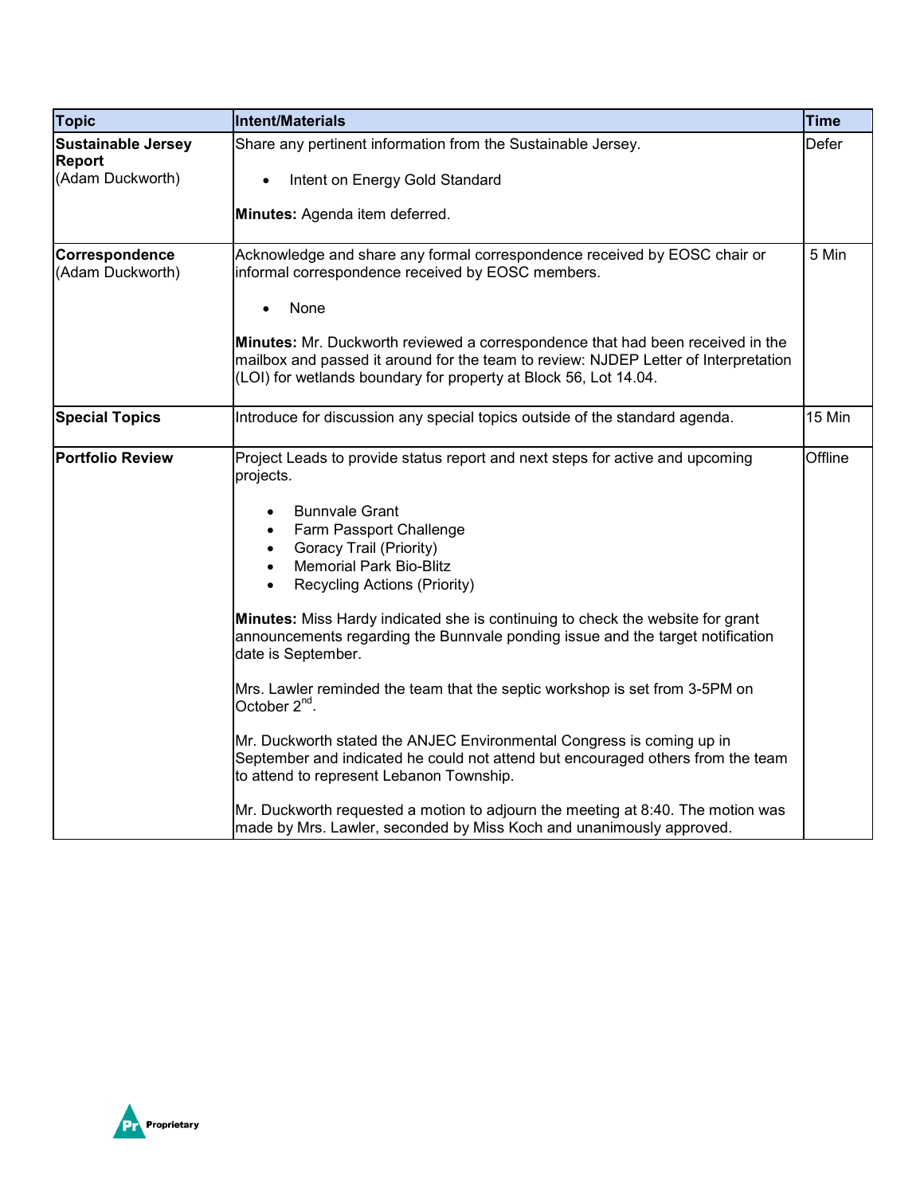| Topic | Intent/Materials | Time |
|---|---|---|
| **Sustainable Jersey Report** (Adam Duckworth) | Share any pertinent information from the Sustainable Jersey.<br><br>• Intent on Energy Gold Standard<br><br>**Minutes:** Agenda item deferred. | Defer |
| **Correspondence** (Adam Duckworth) | Acknowledge and share any formal correspondence received by EOSC chair or informal correspondence received by EOSC members.<br><br>• None<br><br>**Minutes:** Mr. Duckworth reviewed a correspondence that had been received in the mailbox and passed it around for the team to review: NJDEP Letter of Interpretation (LOI) for wetlands boundary for property at Block 56, Lot 14.04. | 5 Min |
| **Special Topics** | Introduce for discussion any special topics outside of the standard agenda. | 15 Min |
| **Portfolio Review** | Project Leads to provide status report and next steps for active and upcoming projects.<br><br>• Bunnvale Grant<br>• Farm Passport Challenge<br>• Goracy Trail (Priority)<br>• Memorial Park Bio-Blitz<br>• Recycling Actions (Priority)<br><br>**Minutes:** Miss Hardy indicated she is continuing to check the website for grant announcements regarding the Bunnvale ponding issue and the target notification date is September.<br><br>Mrs. Lawler reminded the team that the septic workshop is set from 3-5PM on October 2nd.<br><br>Mr. Duckworth stated the ANJEC Environmental Congress is coming up in September and indicated he could not attend but encouraged others from the team to attend to represent Lebanon Township.<br><br>Mr. Duckworth requested a motion to adjourn the meeting at 8:40. The motion was made by Mrs. Lawler, seconded by Miss Koch and unanimously approved. | Offline |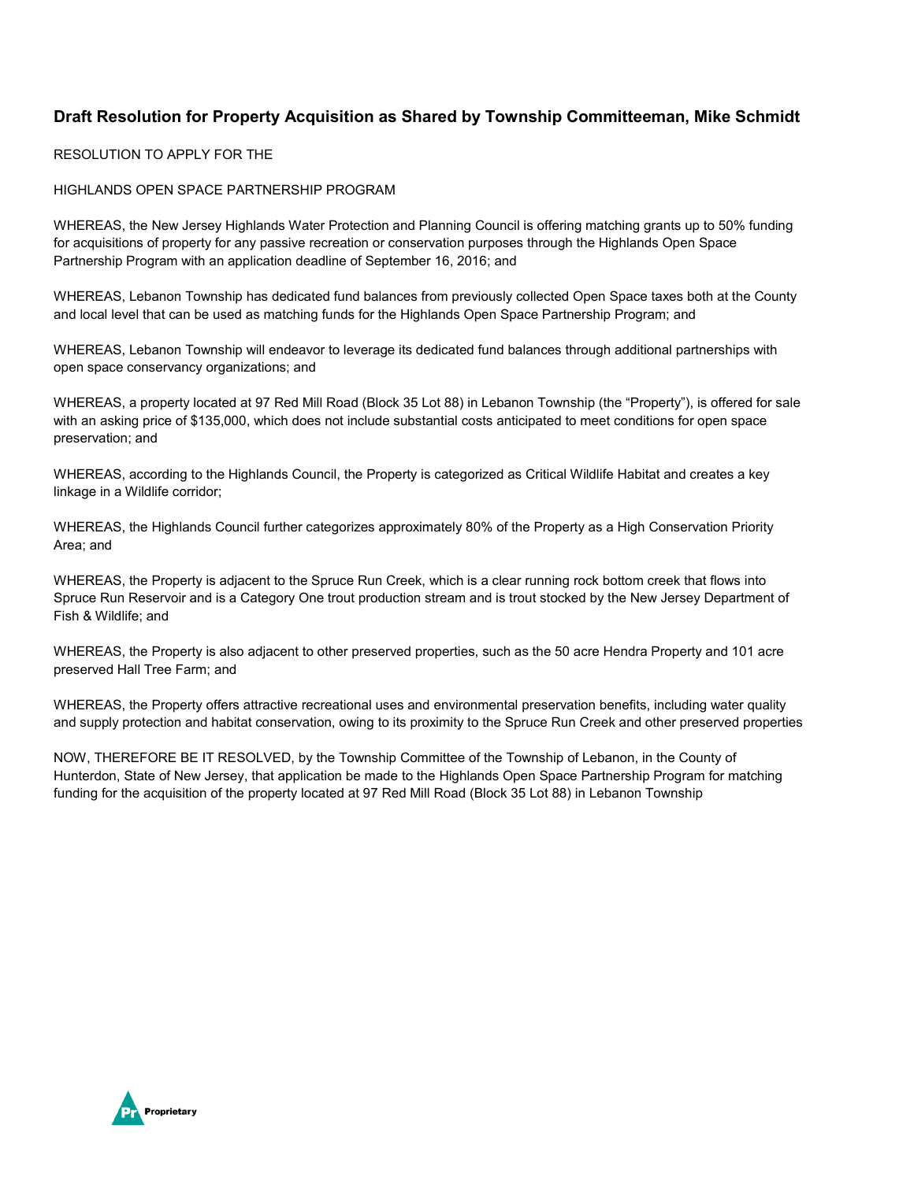### Draft Resolution for Property Acquisition as Shared by Township Committeeman, Mike Schmidt

RESOLUTION TO APPLY FOR THE

HIGHLANDS OPEN SPACE PARTNERSHIP PROGRAM

WHEREAS, the New Jersey Highlands Water Protection and Planning Council is offering matching grants up to 50% funding for acquisitions of property for any passive recreation or conservation purposes through the Highlands Open Space Partnership Program with an application deadline of September 16, 2016; and

WHEREAS, Lebanon Township has dedicated fund balances from previously collected Open Space taxes both at the County and local level that can be used as matching funds for the Highlands Open Space Partnership Program; and

WHEREAS, Lebanon Township will endeavor to leverage its dedicated fund balances through additional partnerships with open space conservancy organizations; and

WHEREAS, a property located at 97 Red Mill Road (Block 35 Lot 88) in Lebanon Township (the "Property"), is offered for sale with an asking price of $135,000, which does not include substantial costs anticipated to meet conditions for open space preservation; and

WHEREAS, according to the Highlands Council, the Property is categorized as Critical Wildlife Habitat and creates a key linkage in a Wildlife corridor;

WHEREAS, the Highlands Council further categorizes approximately 80% of the Property as a High Conservation Priority Area; and

WHEREAS, the Property is adjacent to the Spruce Run Creek, which is a clear running rock bottom creek that flows into Spruce Run Reservoir and is a Category One trout production stream and is trout stocked by the New Jersey Department of Fish & Wildlife; and

WHEREAS, the Property is also adjacent to other preserved properties, such as the 50 acre Hendra Property and 101 acre preserved Hall Tree Farm; and

WHEREAS, the Property offers attractive recreational uses and environmental preservation benefits, including water quality and supply protection and habitat conservation, owing to its proximity to the Spruce Run Creek and other preserved properties

NOW, THEREFORE BE IT RESOLVED, by the Township Committee of the Township of Lebanon, in the County of Hunterdon, State of New Jersey, that application be made to the Highlands Open Space Partnership Program for matching funding for the acquisition of the property located at 97 Red Mill Road (Block 35 Lot 88) in Lebanon Township